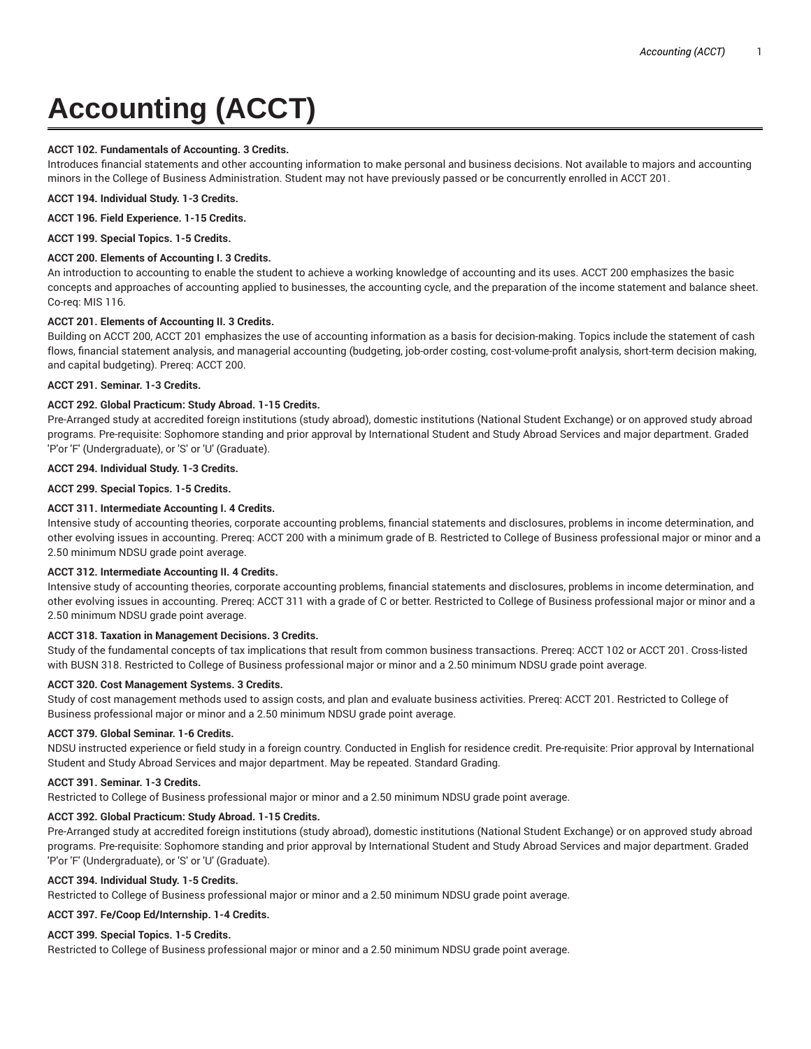# Accounting (ACCT)

**ACCT 102. Fundamentals of Accounting. 3 Credits.**
Introduces financial statements and other accounting information to make personal and business decisions. Not available to majors and accounting minors in the College of Business Administration. Student may not have previously passed or be concurrently enrolled in ACCT 201.

**ACCT 194. Individual Study. 1-3 Credits.**

**ACCT 196. Field Experience. 1-15 Credits.**

**ACCT 199. Special Topics. 1-5 Credits.**

**ACCT 200. Elements of Accounting I. 3 Credits.**
An introduction to accounting to enable the student to achieve a working knowledge of accounting and its uses. ACCT 200 emphasizes the basic concepts and approaches of accounting applied to businesses, the accounting cycle, and the preparation of the income statement and balance sheet. Co-req: MIS 116.

**ACCT 201. Elements of Accounting II. 3 Credits.**
Building on ACCT 200, ACCT 201 emphasizes the use of accounting information as a basis for decision-making. Topics include the statement of cash flows, financial statement analysis, and managerial accounting (budgeting, job-order costing, cost-volume-profit analysis, short-term decision making, and capital budgeting). Prereq: ACCT 200.

**ACCT 291. Seminar. 1-3 Credits.**

**ACCT 292. Global Practicum: Study Abroad. 1-15 Credits.**
Pre-Arranged study at accredited foreign institutions (study abroad), domestic institutions (National Student Exchange) or on approved study abroad programs. Pre-requisite: Sophomore standing and prior approval by International Student and Study Abroad Services and major department. Graded 'P'or 'F' (Undergraduate), or 'S' or 'U' (Graduate).

**ACCT 294. Individual Study. 1-3 Credits.**

**ACCT 299. Special Topics. 1-5 Credits.**

**ACCT 311. Intermediate Accounting I. 4 Credits.**
Intensive study of accounting theories, corporate accounting problems, financial statements and disclosures, problems in income determination, and other evolving issues in accounting. Prereq: ACCT 200 with a minimum grade of B. Restricted to College of Business professional major or minor and a 2.50 minimum NDSU grade point average.

**ACCT 312. Intermediate Accounting II. 4 Credits.**
Intensive study of accounting theories, corporate accounting problems, financial statements and disclosures, problems in income determination, and other evolving issues in accounting. Prereq: ACCT 311 with a grade of C or better. Restricted to College of Business professional major or minor and a 2.50 minimum NDSU grade point average.

**ACCT 318. Taxation in Management Decisions. 3 Credits.**
Study of the fundamental concepts of tax implications that result from common business transactions. Prereq: ACCT 102 or ACCT 201. Cross-listed with BUSN 318. Restricted to College of Business professional major or minor and a 2.50 minimum NDSU grade point average.

**ACCT 320. Cost Management Systems. 3 Credits.**
Study of cost management methods used to assign costs, and plan and evaluate business activities. Prereq: ACCT 201. Restricted to College of Business professional major or minor and a 2.50 minimum NDSU grade point average.

**ACCT 379. Global Seminar. 1-6 Credits.**
NDSU instructed experience or field study in a foreign country. Conducted in English for residence credit. Pre-requisite: Prior approval by International Student and Study Abroad Services and major department. May be repeated. Standard Grading.

**ACCT 391. Seminar. 1-3 Credits.**
Restricted to College of Business professional major or minor and a 2.50 minimum NDSU grade point average.

**ACCT 392. Global Practicum: Study Abroad. 1-15 Credits.**
Pre-Arranged study at accredited foreign institutions (study abroad), domestic institutions (National Student Exchange) or on approved study abroad programs. Pre-requisite: Sophomore standing and prior approval by International Student and Study Abroad Services and major department. Graded 'P'or 'F' (Undergraduate), or 'S' or 'U' (Graduate).

**ACCT 394. Individual Study. 1-5 Credits.**
Restricted to College of Business professional major or minor and a 2.50 minimum NDSU grade point average.

**ACCT 397. Fe/Coop Ed/Internship. 1-4 Credits.**

**ACCT 399. Special Topics. 1-5 Credits.**
Restricted to College of Business professional major or minor and a 2.50 minimum NDSU grade point average.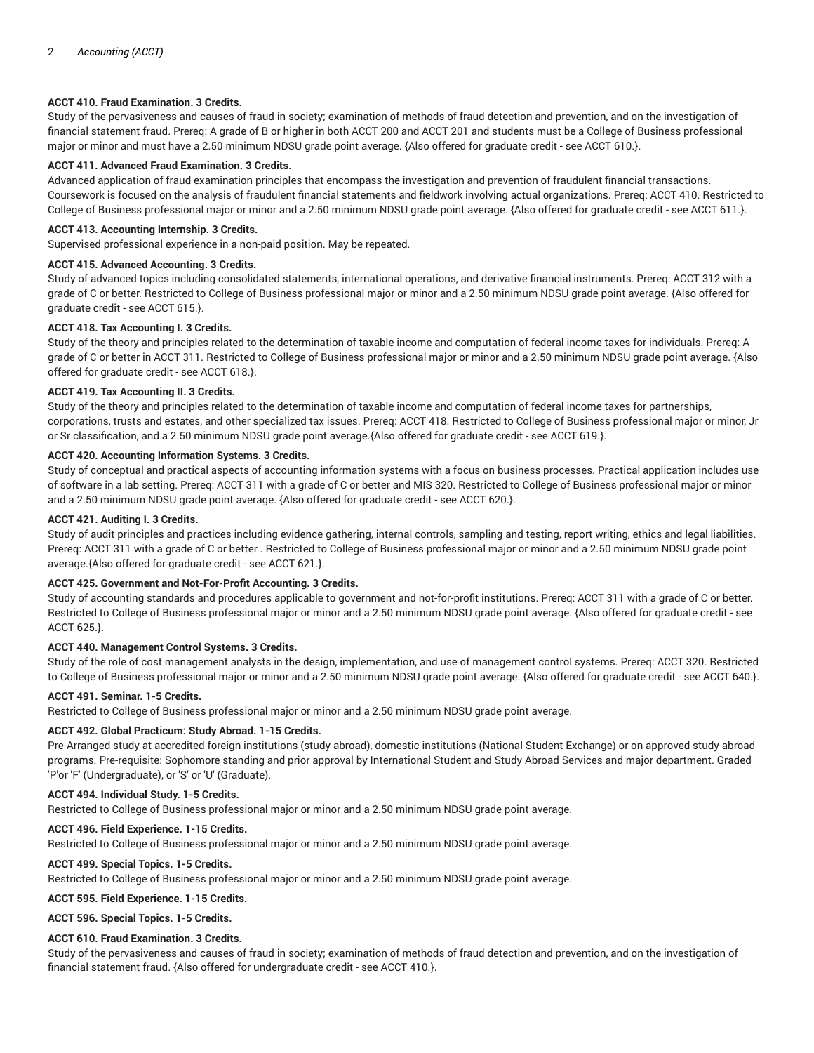**ACCT 410. Fraud Examination. 3 Credits.**

Study of the pervasiveness and causes of fraud in society; examination of methods of fraud detection and prevention, and on the investigation of financial statement fraud. Prereq: A grade of B or higher in both ACCT 200 and ACCT 201 and students must be a College of Business professional major or minor and must have a 2.50 minimum NDSU grade point average. {Also offered for graduate credit - see ACCT 610.}.

**ACCT 411. Advanced Fraud Examination. 3 Credits.**

Advanced application of fraud examination principles that encompass the investigation and prevention of fraudulent financial transactions. Coursework is focused on the analysis of fraudulent financial statements and fieldwork involving actual organizations. Prereq: ACCT 410. Restricted to College of Business professional major or minor and a 2.50 minimum NDSU grade point average. {Also offered for graduate credit - see ACCT 611.}.

**ACCT 413. Accounting Internship. 3 Credits.**

Supervised professional experience in a non-paid position. May be repeated.

**ACCT 415. Advanced Accounting. 3 Credits.**

Study of advanced topics including consolidated statements, international operations, and derivative financial instruments. Prereq: ACCT 312 with a grade of C or better. Restricted to College of Business professional major or minor and a 2.50 minimum NDSU grade point average. {Also offered for graduate credit - see ACCT 615.}.

**ACCT 418. Tax Accounting I. 3 Credits.**

Study of the theory and principles related to the determination of taxable income and computation of federal income taxes for individuals. Prereq: A grade of C or better in ACCT 311. Restricted to College of Business professional major or minor and a 2.50 minimum NDSU grade point average. {Also offered for graduate credit - see ACCT 618.}.

**ACCT 419. Tax Accounting II. 3 Credits.**

Study of the theory and principles related to the determination of taxable income and computation of federal income taxes for partnerships, corporations, trusts and estates, and other specialized tax issues. Prereq: ACCT 418. Restricted to College of Business professional major or minor, Jr or Sr classification, and a 2.50 minimum NDSU grade point average.{Also offered for graduate credit - see ACCT 619.}.

**ACCT 420. Accounting Information Systems. 3 Credits.**

Study of conceptual and practical aspects of accounting information systems with a focus on business processes. Practical application includes use of software in a lab setting. Prereq: ACCT 311 with a grade of C or better and MIS 320. Restricted to College of Business professional major or minor and a 2.50 minimum NDSU grade point average. {Also offered for graduate credit - see ACCT 620.}.

**ACCT 421. Auditing I. 3 Credits.**

Study of audit principles and practices including evidence gathering, internal controls, sampling and testing, report writing, ethics and legal liabilities. Prereq: ACCT 311 with a grade of C or better . Restricted to College of Business professional major or minor and a 2.50 minimum NDSU grade point average.{Also offered for graduate credit - see ACCT 621.}.

**ACCT 425. Government and Not-For-Profit Accounting. 3 Credits.**

Study of accounting standards and procedures applicable to government and not-for-profit institutions. Prereq: ACCT 311 with a grade of C or better. Restricted to College of Business professional major or minor and a 2.50 minimum NDSU grade point average. {Also offered for graduate credit - see ACCT 625.}.

**ACCT 440. Management Control Systems. 3 Credits.**

Study of the role of cost management analysts in the design, implementation, and use of management control systems. Prereq: ACCT 320. Restricted to College of Business professional major or minor and a 2.50 minimum NDSU grade point average. {Also offered for graduate credit - see ACCT 640.}.

**ACCT 491. Seminar. 1-5 Credits.**

Restricted to College of Business professional major or minor and a 2.50 minimum NDSU grade point average.

**ACCT 492. Global Practicum: Study Abroad. 1-15 Credits.**

Pre-Arranged study at accredited foreign institutions (study abroad), domestic institutions (National Student Exchange) or on approved study abroad programs. Pre-requisite: Sophomore standing and prior approval by International Student and Study Abroad Services and major department. Graded 'P'or 'F' (Undergraduate), or 'S' or 'U' (Graduate).

**ACCT 494. Individual Study. 1-5 Credits.**

Restricted to College of Business professional major or minor and a 2.50 minimum NDSU grade point average.

**ACCT 496. Field Experience. 1-15 Credits.**

Restricted to College of Business professional major or minor and a 2.50 minimum NDSU grade point average.

**ACCT 499. Special Topics. 1-5 Credits.**

Restricted to College of Business professional major or minor and a 2.50 minimum NDSU grade point average.

**ACCT 595. Field Experience. 1-15 Credits.**

**ACCT 596. Special Topics. 1-5 Credits.**

**ACCT 610. Fraud Examination. 3 Credits.**

Study of the pervasiveness and causes of fraud in society; examination of methods of fraud detection and prevention, and on the investigation of financial statement fraud. {Also offered for undergraduate credit - see ACCT 410.}.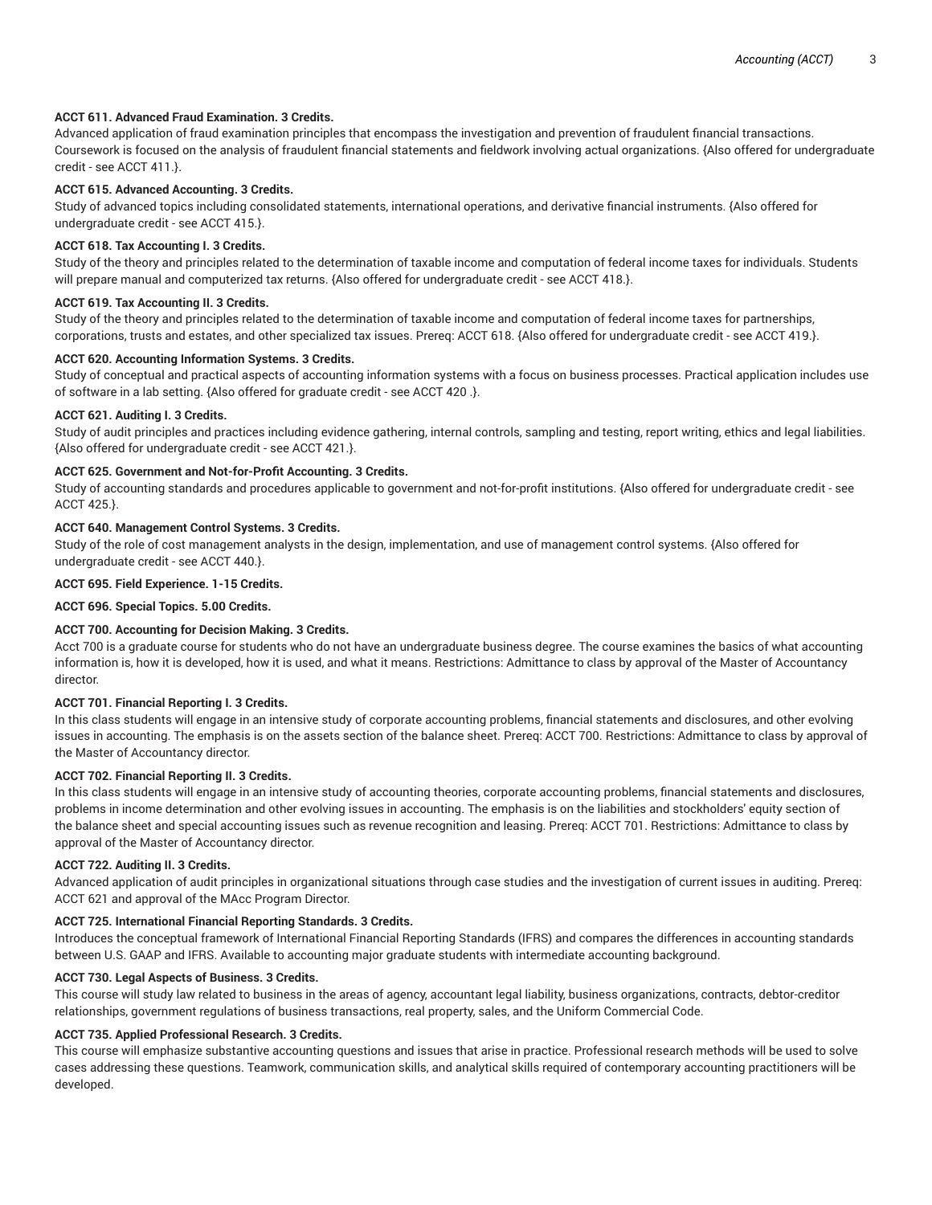**ACCT 611. Advanced Fraud Examination. 3 Credits.**
Advanced application of fraud examination principles that encompass the investigation and prevention of fraudulent financial transactions. Coursework is focused on the analysis of fraudulent financial statements and fieldwork involving actual organizations. {Also offered for undergraduate credit - see ACCT 411.}.

**ACCT 615. Advanced Accounting. 3 Credits.**
Study of advanced topics including consolidated statements, international operations, and derivative financial instruments. {Also offered for undergraduate credit - see ACCT 415.}.

**ACCT 618. Tax Accounting I. 3 Credits.**
Study of the theory and principles related to the determination of taxable income and computation of federal income taxes for individuals. Students will prepare manual and computerized tax returns. {Also offered for undergraduate credit - see ACCT 418.}.

**ACCT 619. Tax Accounting II. 3 Credits.**
Study of the theory and principles related to the determination of taxable income and computation of federal income taxes for partnerships, corporations, trusts and estates, and other specialized tax issues. Prereq: ACCT 618. {Also offered for undergraduate credit - see ACCT 419.}.

**ACCT 620. Accounting Information Systems. 3 Credits.**
Study of conceptual and practical aspects of accounting information systems with a focus on business processes. Practical application includes use of software in a lab setting. {Also offered for graduate credit - see ACCT 420 .}.

**ACCT 621. Auditing I. 3 Credits.**
Study of audit principles and practices including evidence gathering, internal controls, sampling and testing, report writing, ethics and legal liabilities. {Also offered for undergraduate credit - see ACCT 421.}.

**ACCT 625. Government and Not-for-Profit Accounting. 3 Credits.**
Study of accounting standards and procedures applicable to government and not-for-profit institutions. {Also offered for undergraduate credit - see ACCT 425.}.

**ACCT 640. Management Control Systems. 3 Credits.**
Study of the role of cost management analysts in the design, implementation, and use of management control systems. {Also offered for undergraduate credit - see ACCT 440.}.

**ACCT 695. Field Experience. 1-15 Credits.**

**ACCT 696. Special Topics. 5.00 Credits.**

**ACCT 700. Accounting for Decision Making. 3 Credits.**
Acct 700 is a graduate course for students who do not have an undergraduate business degree. The course examines the basics of what accounting information is, how it is developed, how it is used, and what it means. Restrictions: Admittance to class by approval of the Master of Accountancy director.

**ACCT 701. Financial Reporting I. 3 Credits.**
In this class students will engage in an intensive study of corporate accounting problems, financial statements and disclosures, and other evolving issues in accounting. The emphasis is on the assets section of the balance sheet. Prereq: ACCT 700. Restrictions: Admittance to class by approval of the Master of Accountancy director.

**ACCT 702. Financial Reporting II. 3 Credits.**
In this class students will engage in an intensive study of accounting theories, corporate accounting problems, financial statements and disclosures, problems in income determination and other evolving issues in accounting. The emphasis is on the liabilities and stockholders' equity section of the balance sheet and special accounting issues such as revenue recognition and leasing. Prereq: ACCT 701. Restrictions: Admittance to class by approval of the Master of Accountancy director.

**ACCT 722. Auditing II. 3 Credits.**
Advanced application of audit principles in organizational situations through case studies and the investigation of current issues in auditing. Prereq: ACCT 621 and approval of the MAcc Program Director.

**ACCT 725. International Financial Reporting Standards. 3 Credits.**
Introduces the conceptual framework of International Financial Reporting Standards (IFRS) and compares the differences in accounting standards between U.S. GAAP and IFRS. Available to accounting major graduate students with intermediate accounting background.

**ACCT 730. Legal Aspects of Business. 3 Credits.**
This course will study law related to business in the areas of agency, accountant legal liability, business organizations, contracts, debtor-creditor relationships, government regulations of business transactions, real property, sales, and the Uniform Commercial Code.

**ACCT 735. Applied Professional Research. 3 Credits.**
This course will emphasize substantive accounting questions and issues that arise in practice. Professional research methods will be used to solve cases addressing these questions. Teamwork, communication skills, and analytical skills required of contemporary accounting practitioners will be developed.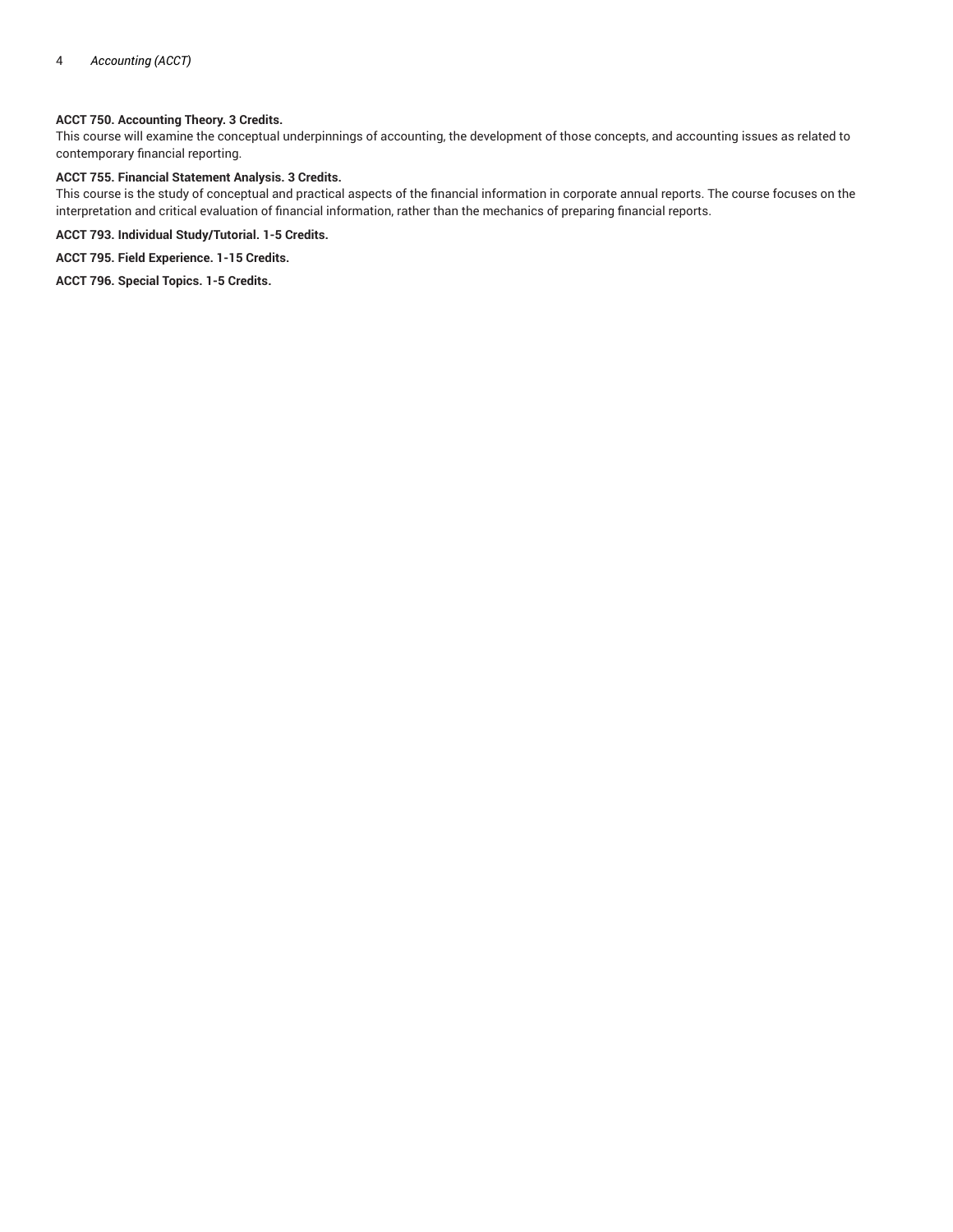**ACCT 750. Accounting Theory. 3 Credits.**
This course will examine the conceptual underpinnings of accounting, the development of those concepts, and accounting issues as related to contemporary financial reporting.

**ACCT 755. Financial Statement Analysis. 3 Credits.**
This course is the study of conceptual and practical aspects of the financial information in corporate annual reports. The course focuses on the interpretation and critical evaluation of financial information, rather than the mechanics of preparing financial reports.

**ACCT 793. Individual Study/Tutorial. 1-5 Credits.**

**ACCT 795. Field Experience. 1-15 Credits.**

**ACCT 796. Special Topics. 1-5 Credits.**